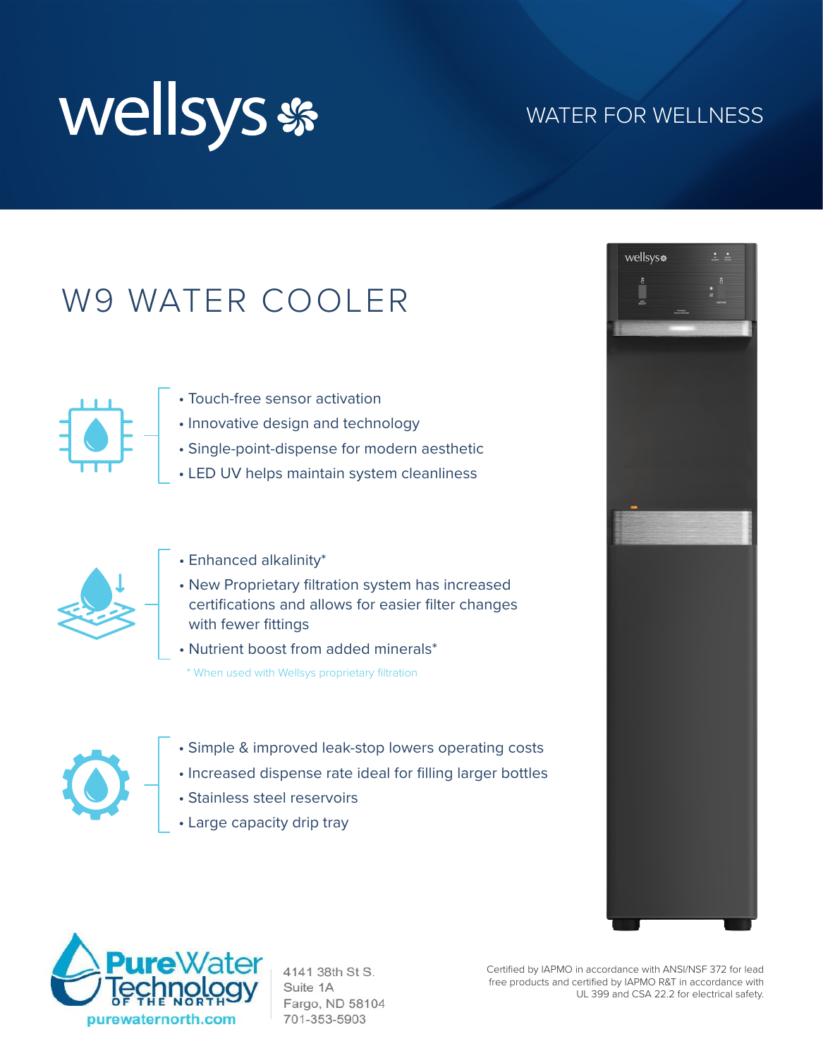wellsys

WATER FOR WELLNESS

# W9 WATER COOLER

- Touch-free sensor activation
- Innovative design and technology
- Single-point-dispense for modern aesthetic
- LED UV helps maintain system cleanliness

- Enhanced alkalinity*
- New Proprietary filtration system has increased certifications and allows for easier filter changes with fewer fittings
- Nutrient boost from added minerals*

\* When used with Wellsys proprietary filtration

- Simple & improved leak-stop lowers operating costs
- Increased dispense rate ideal for filling larger bottles
- Stainless steel reservoirs
- Large capacity drip tray

PureWater Technology OF THE NORTH

purewaternorth.com

4141 38th St S.
Suite 1A
Fargo, ND 58104
701-353-5903

Certified by IAPMO in accordance with ANSI/NSF 372 for lead free products and certified by IAPMO R&T in accordance with UL 399 and CSA 22.2 for electrical safety.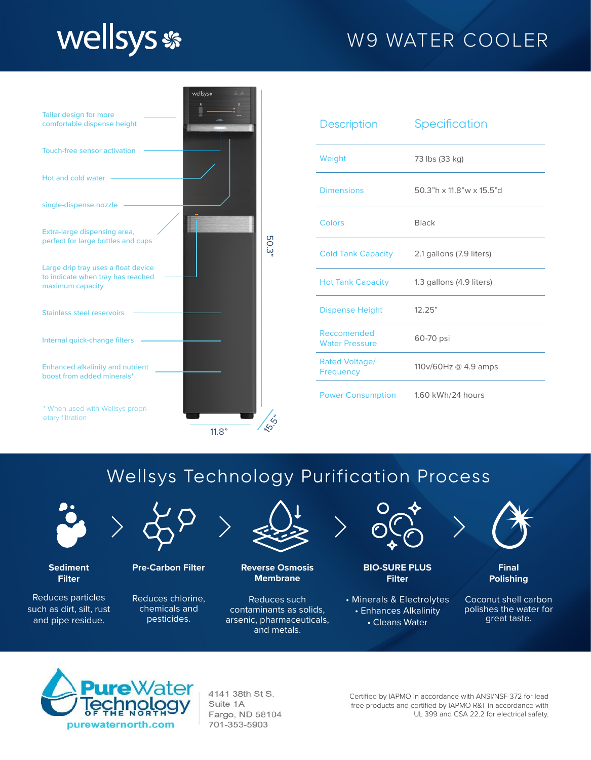# wellsys

## W9 WATER COOLER

Taller design for more comfortable dispense height

Touch-free sensor activation

Hot and cold water

single-dispense nozzle

Extra-large dispensing area, perfect for large bottles and cups

Large drip tray uses a float device to indicate when tray has reached maximum capacity

Stainless steel reservoirs

Internal quick-change filters

Enhanced alkalinity and nutrient boost from added minerals*

* When used with Wellsys proprietary filtration

50.3"

11.8"

15.5"

| Description | Specification |
|---|---|
| Weight | 73 lbs (33 kg) |
| Dimensions | 50.3"h x 11.8"w x 15.5"d |
| Colors | Black |
| Cold Tank Capacity | 2.1 gallons (7.9 liters) |
| Hot Tank Capacity | 1.3 gallons (4.9 liters) |
| Dispense Height | 12.25" |
| Reccomended Water Pressure | 60-70 psi |
| Rated Voltage/ Frequency | 110v/60Hz @ 4.9 amps |
| Power Consumption | 1.60 kWh/24 hours |

## Wellsys Technology Purification Process

**Sediment Filter**

Reduces particles such as dirt, silt, rust and pipe residue.

**Pre-Carbon Filter**

Reduces chlorine, chemicals and pesticides.

**Reverse Osmosis Membrane**

Reduces such contaminants as solids, arsenic, pharmaceuticals, and metals.

**BIO-SURE PLUS Filter**

- Minerals & Electrolytes
- Enhances Alkalinity
- Cleans Water

**Final Polishing**

Coconut shell carbon polishes the water for great taste.

PureWater Technology OF THE NORTH
purewaternorth.com

4141 38th St S.
Suite 1A
Fargo, ND 58104
701-353-5903

Certified by IAPMO in accordance with ANSI/NSF 372 for lead free products and certified by IAPMO R&T in accordance with UL 399 and CSA 22.2 for electrical safety.